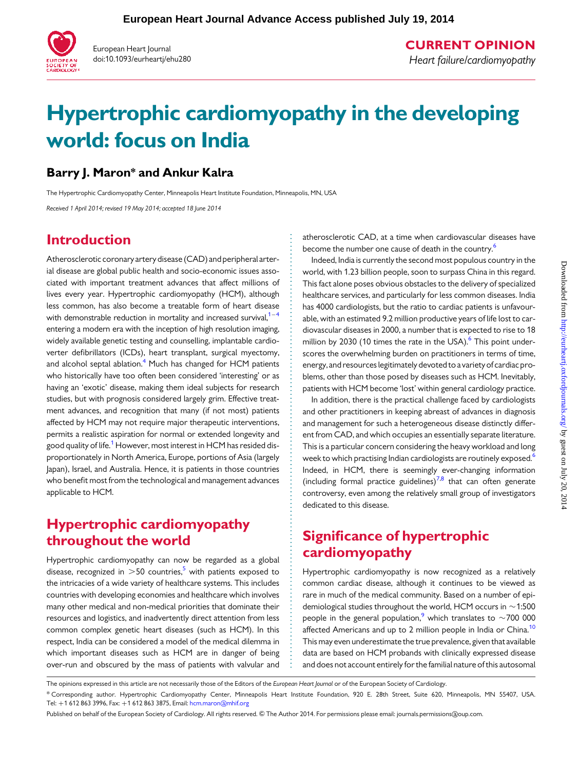CURRENT OPINION

*Heart failure/cardiomyopathy*

# Hypertrophic cardiomyopathy in the developing world: focus on India

**Barry J. Maron\* and Ankur Kalra**

The Hypertrophic Cardiomyopathy Center, Minneapolis Heart Institute Foundation, Minneapolis, MN, USA

*Received 1 April 2014; revised 19 May 2014; accepted 18 June 2014*

## Introduction

Atherosclerotic coronary artery disease (CAD) and peripheral arterial disease are global public health and socio-economic issues associated with important treatment advances that affect millions of lives every year. Hypertrophic cardiomyopathy (HCM), although less common, has also become a treatable form of heart disease with demonstrable reduction in mortality and increased survival,[1–4] entering a modern era with the inception of high resolution imaging, widely available genetic testing and counselling, implantable cardioverter defibrillators (ICDs), heart transplant, surgical myectomy, and alcohol septal ablation.[4] Much has changed for HCM patients who historically have too often been considered 'interesting' or as having an 'exotic' disease, making them ideal subjects for research studies, but with prognosis considered largely grim. Effective treatment advances, and recognition that many (if not most) patients affected by HCM may not require major therapeutic interventions, permits a realistic aspiration for normal or extended longevity and good quality of life.[1] However, most interest in HCM has resided disproportionately in North America, Europe, portions of Asia (largely Japan), Israel, and Australia. Hence, it is patients in those countries who benefit most from the technological and management advances applicable to HCM.

## Hypertrophic cardiomyopathy throughout the world

Hypertrophic cardiomyopathy can now be regarded as a global disease, recognized in >50 countries,[5] with patients exposed to the intricacies of a wide variety of healthcare systems. This includes countries with developing economies and healthcare which involves many other medical and non-medical priorities that dominate their resources and logistics, and inadvertently direct attention from less common complex genetic heart diseases (such as HCM). In this respect, India can be considered a model of the medical dilemma in which important diseases such as HCM are in danger of being over-run and obscured by the mass of patients with valvular and atherosclerotic CAD, at a time when cardiovascular diseases have become the number one cause of death in the country.[6]

Indeed, India is currently the second most populous country in the world, with 1.23 billion people, soon to surpass China in this regard. This fact alone poses obvious obstacles to the delivery of specialized healthcare services, and particularly for less common diseases. India has 4000 cardiologists, but the ratio to cardiac patients is unfavourable, with an estimated 9.2 million productive years of life lost to cardiovascular diseases in 2000, a number that is expected to rise to 18 million by 2030 (10 times the rate in the USA).[6] This point underscores the overwhelming burden on practitioners in terms of time, energy, and resources legitimately devoted to a variety of cardiac problems, other than those posed by diseases such as HCM. Inevitably, patients with HCM become 'lost' within general cardiology practice.

In addition, there is the practical challenge faced by cardiologists and other practitioners in keeping abreast of advances in diagnosis and management for such a heterogeneous disease distinctly different from CAD, and which occupies an essentially separate literature. This is a particular concern considering the heavy workload and long week to which practising Indian cardiologists are routinely exposed.[6] Indeed, in HCM, there is seemingly ever-changing information (including formal practice guidelines)[7,8] that can often generate controversy, even among the relatively small group of investigators dedicated to this disease.

## Significance of hypertrophic cardiomyopathy

Hypertrophic cardiomyopathy is now recognized as a relatively common cardiac disease, although it continues to be viewed as rare in much of the medical community. Based on a number of epidemiological studies throughout the world, HCM occurs in ~1:500 people in the general population,[9] which translates to ~700 000 affected Americans and up to 2 million people in India or China.[10] This may even underestimate the true prevalence, given that available data are based on HCM probands with clinically expressed disease and does not account entirely for the familial nature of this autosomal

The opinions expressed in this article are not necessarily those of the Editors of the *European Heart Journal* or of the European Society of Cardiology.

\* Corresponding author. Hypertrophic Cardiomyopathy Center, Minneapolis Heart Institute Foundation, 920 E. 28th Street, Suite 620, Minneapolis, MN 55407, USA. Tel: +1 612 863 3996, Fax: +1 612 863 3875, Email: hcm.maron@mhif.org

Published on behalf of the European Society of Cardiology. All rights reserved. © The Author 2014. For permissions please email: journals.permissions@oup.com.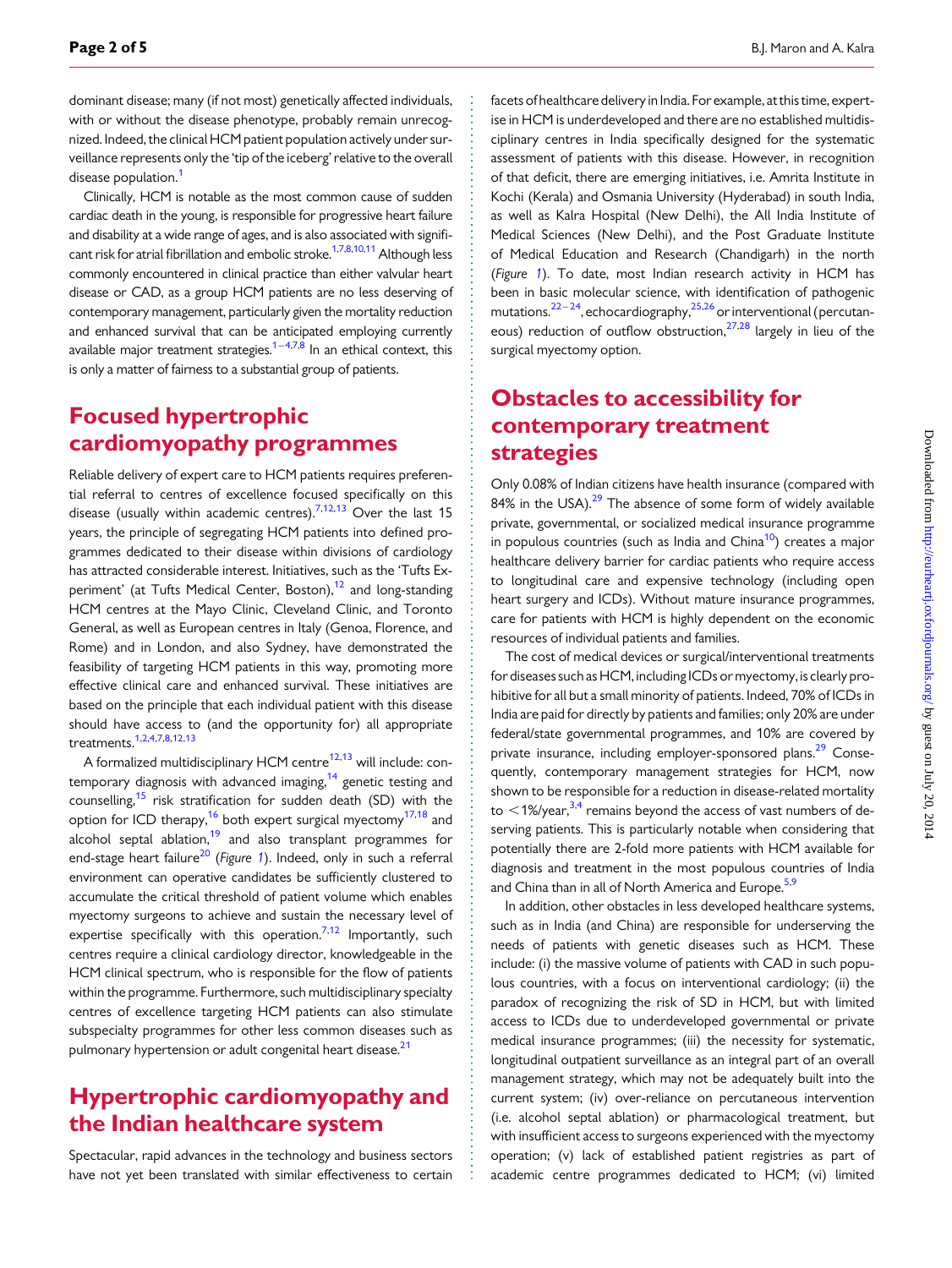dominant disease; many (if not most) genetically affected individuals, with or without the disease phenotype, probably remain unrecognized. Indeed, the clinical HCM patient population actively under surveillance represents only the 'tip of the iceberg' relative to the overall disease population.[1]

Clinically, HCM is notable as the most common cause of sudden cardiac death in the young, is responsible for progressive heart failure and disability at a wide range of ages, and is also associated with significant risk for atrial fibrillation and embolic stroke.[1,7,8,10,11] Although less commonly encountered in clinical practice than either valvular heart disease or CAD, as a group HCM patients are no less deserving of contemporary management, particularly given the mortality reduction and enhanced survival that can be anticipated employing currently available major treatment strategies.[1–4,7,8] In an ethical context, this is only a matter of fairness to a substantial group of patients.

## Focused hypertrophic cardiomyopathy programmes

Reliable delivery of expert care to HCM patients requires preferential referral to centres of excellence focused specifically on this disease (usually within academic centres).[7,12,13] Over the last 15 years, the principle of segregating HCM patients into defined programmes dedicated to their disease within divisions of cardiology has attracted considerable interest. Initiatives, such as the 'Tufts Experiment' (at Tufts Medical Center, Boston),[12] and long-standing HCM centres at the Mayo Clinic, Cleveland Clinic, and Toronto General, as well as European centres in Italy (Genoa, Florence, and Rome) and in London, and also Sydney, have demonstrated the feasibility of targeting HCM patients in this way, promoting more effective clinical care and enhanced survival. These initiatives are based on the principle that each individual patient with this disease should have access to (and the opportunity for) all appropriate treatments.[1,2,4,7,8,12,13]

A formalized multidisciplinary HCM centre[12,13] will include: contemporary diagnosis with advanced imaging,[14] genetic testing and counselling,[15] risk stratification for sudden death (SD) with the option for ICD therapy,[16] both expert surgical myectomy[17,18] and alcohol septal ablation,[19] and also transplant programmes for end-stage heart failure[20] (*Figure 1*). Indeed, only in such a referral environment can operative candidates be sufficiently clustered to accumulate the critical threshold of patient volume which enables myectomy surgeons to achieve and sustain the necessary level of expertise specifically with this operation.[7,12] Importantly, such centres require a clinical cardiology director, knowledgeable in the HCM clinical spectrum, who is responsible for the flow of patients within the programme. Furthermore, such multidisciplinary specialty centres of excellence targeting HCM patients can also stimulate subspecialty programmes for other less common diseases such as pulmonary hypertension or adult congenital heart disease.[21]

## Hypertrophic cardiomyopathy and the Indian healthcare system

Spectacular, rapid advances in the technology and business sectors have not yet been translated with similar effectiveness to certain facets of healthcare delivery in India. For example, at this time, expertise in HCM is underdeveloped and there are no established multidisciplinary centres in India specifically designed for the systematic assessment of patients with this disease. However, in recognition of that deficit, there are emerging initiatives, i.e. Amrita Institute in Kochi (Kerala) and Osmania University (Hyderabad) in south India, as well as Kalra Hospital (New Delhi), the All India Institute of Medical Sciences (New Delhi), and the Post Graduate Institute of Medical Education and Research (Chandigarh) in the north (*Figure 1*). To date, most Indian research activity in HCM has been in basic molecular science, with identification of pathogenic mutations,[22–24] echocardiography,[25,26] or interventional (percutaneous) reduction of outflow obstruction,[27,28] largely in lieu of the surgical myectomy option.

## Obstacles to accessibility for contemporary treatment strategies

Only 0.08% of Indian citizens have health insurance (compared with 84% in the USA).[29] The absence of some form of widely available private, governmental, or socialized medical insurance programme in populous countries (such as India and China[10]) creates a major healthcare delivery barrier for cardiac patients who require access to longitudinal care and expensive technology (including open heart surgery and ICDs). Without mature insurance programmes, care for patients with HCM is highly dependent on the economic resources of individual patients and families.

The cost of medical devices or surgical/interventional treatments for diseases such as HCM, including ICDs or myectomy, is clearly prohibitive for all but a small minority of patients. Indeed, 70% of ICDs in India are paid for directly by patients and families; only 20% are under federal/state governmental programmes, and 10% are covered by private insurance, including employer-sponsored plans.[29] Consequently, contemporary management strategies for HCM, now shown to be responsible for a reduction in disease-related mortality to <1%/year,[3,4] remains beyond the access of vast numbers of deserving patients. This is particularly notable when considering that potentially there are 2-fold more patients with HCM available for diagnosis and treatment in the most populous countries of India and China than in all of North America and Europe.[5,9]

In addition, other obstacles in less developed healthcare systems, such as in India (and China) are responsible for underserving the needs of patients with genetic diseases such as HCM. These include: (i) the massive volume of patients with CAD in such populous countries, with a focus on interventional cardiology; (ii) the paradox of recognizing the risk of SD in HCM, but with limited access to ICDs due to underdeveloped governmental or private medical insurance programmes; (iii) the necessity for systematic, longitudinal outpatient surveillance as an integral part of an overall management strategy, which may not be adequately built into the current system; (iv) over-reliance on percutaneous intervention (i.e. alcohol septal ablation) or pharmacological treatment, but with insufficient access to surgeons experienced with the myectomy operation; (v) lack of established patient registries as part of academic centre programmes dedicated to HCM; (vi) limited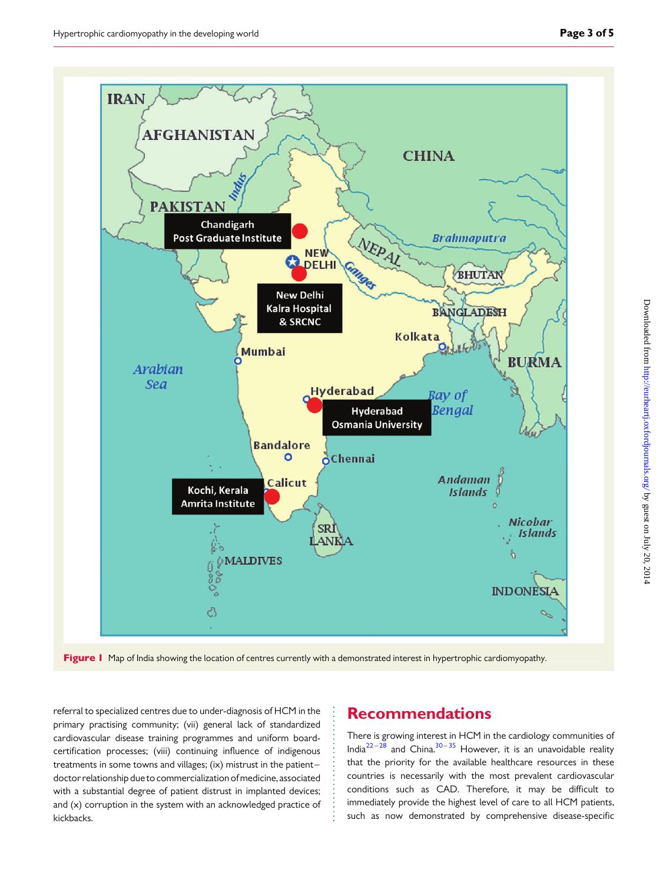**Figure 1** Map of India showing the location of centres currently with a demonstrated interest in hypertrophic cardiomyopathy.

referral to specialized centres due to under-diagnosis of HCM in the primary practising community; (vii) general lack of standardized cardiovascular disease training programmes and uniform board-certification processes; (viii) continuing influence of indigenous treatments in some towns and villages; (ix) mistrust in the patient–doctor relationship due to commercialization of medicine, associated with a substantial degree of patient distrust in implanted devices; and (x) corruption in the system with an acknowledged practice of kickbacks.

## Recommendations

There is growing interest in HCM in the cardiology communities of India[22–28] and China.[30–35] However, it is an unavoidable reality that the priority for the available healthcare resources in these countries is necessarily with the most prevalent cardiovascular conditions such as CAD. Therefore, it may be difficult to immediately provide the highest level of care to all HCM patients, such as now demonstrated by comprehensive disease-specific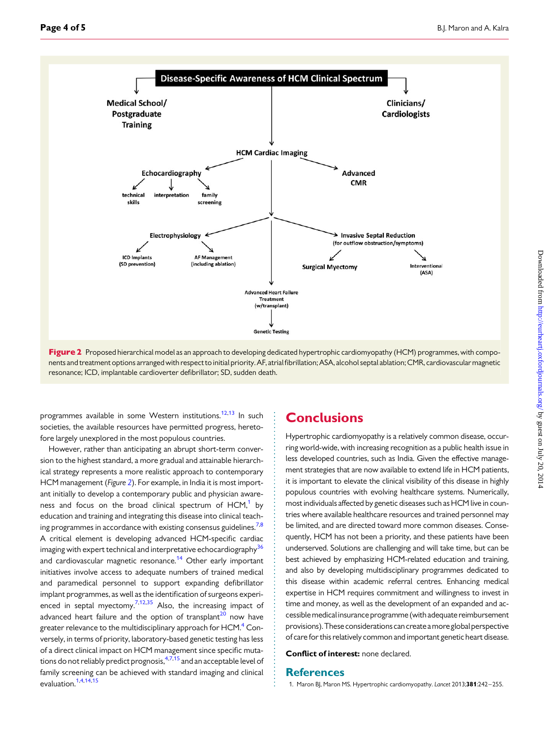Disease-Specific Awareness of HCM Clinical Spectrum

Medical School/ Postgraduate Training

Clinicians/ Cardiologists

HCM Cardiac Imaging

Echocardiography

technical skills

interpretation

family screening

Advanced CMR

Electrophysiology

ICD Implants (SD prevention)

AF Management (including ablation)

Invasive Septal Reduction (for outflow obstruction/symptoms)

Surgical Myectomy

Interventional (ASA)

Advanced Heart Failure Treatment (w/transplant)

Genetic Testing

**Figure 2** Proposed hierarchical model as an approach to developing dedicated hypertrophic cardiomyopathy (HCM) programmes, with components and treatment options arranged with respect to initial priority. AF, atrial fibrillation; ASA, alcohol septal ablation; CMR, cardiovascular magnetic resonance; ICD, implantable cardioverter defibrillator; SD, sudden death.

programmes available in some Western institutions.[12,13] In such societies, the available resources have permitted progress, heretofore largely unexplored in the most populous countries.

However, rather than anticipating an abrupt short-term conversion to the highest standard, a more gradual and attainable hierarchical strategy represents a more realistic approach to contemporary HCM management (*Figure 2*). For example, in India it is most important initially to develop a contemporary public and physician awareness and focus on the broad clinical spectrum of HCM,[1] by education and training and integrating this disease into clinical teaching programmes in accordance with existing consensus guidelines.[7,8] A critical element is developing advanced HCM-specific cardiac imaging with expert technical and interpretative echocardiography[36] and cardiovascular magnetic resonance.[14] Other early important initiatives involve access to adequate numbers of trained medical and paramedical personnel to support expanding defibrillator implant programmes, as well as the identification of surgeons experienced in septal myectomy.[7,12,35] Also, the increasing impact of advanced heart failure and the option of transplant[20] now have greater relevance to the multidisciplinary approach for HCM.[4] Conversely, in terms of priority, laboratory-based genetic testing has less of a direct clinical impact on HCM management since specific mutations do not reliably predict prognosis,[4,7,15] and an acceptable level of family screening can be achieved with standard imaging and clinical evaluation.[1,4,14,15]

## Conclusions

Hypertrophic cardiomyopathy is a relatively common disease, occurring world-wide, with increasing recognition as a public health issue in less developed countries, such as India. Given the effective management strategies that are now available to extend life in HCM patients, it is important to elevate the clinical visibility of this disease in highly populous countries with evolving healthcare systems. Numerically, most individuals affected by genetic diseases such as HCM live in countries where available healthcare resources and trained personnel may be limited, and are directed toward more common diseases. Consequently, HCM has not been a priority, and these patients have been underserved. Solutions are challenging and will take time, but can be best achieved by emphasizing HCM-related education and training, and also by developing multidisciplinary programmes dedicated to this disease within academic referral centres. Enhancing medical expertise in HCM requires commitment and willingness to invest in time and money, as well as the development of an expanded and accessible medical insurance programme (with adequate reimbursement provisions). These considerations can create a more global perspective of care for this relatively common and important genetic heart disease.

**Conflict of interest:** none declared.

## References

1. Maron BJ, Maron MS. Hypertrophic cardiomyopathy. *Lancet* 2013;**381**:242–255.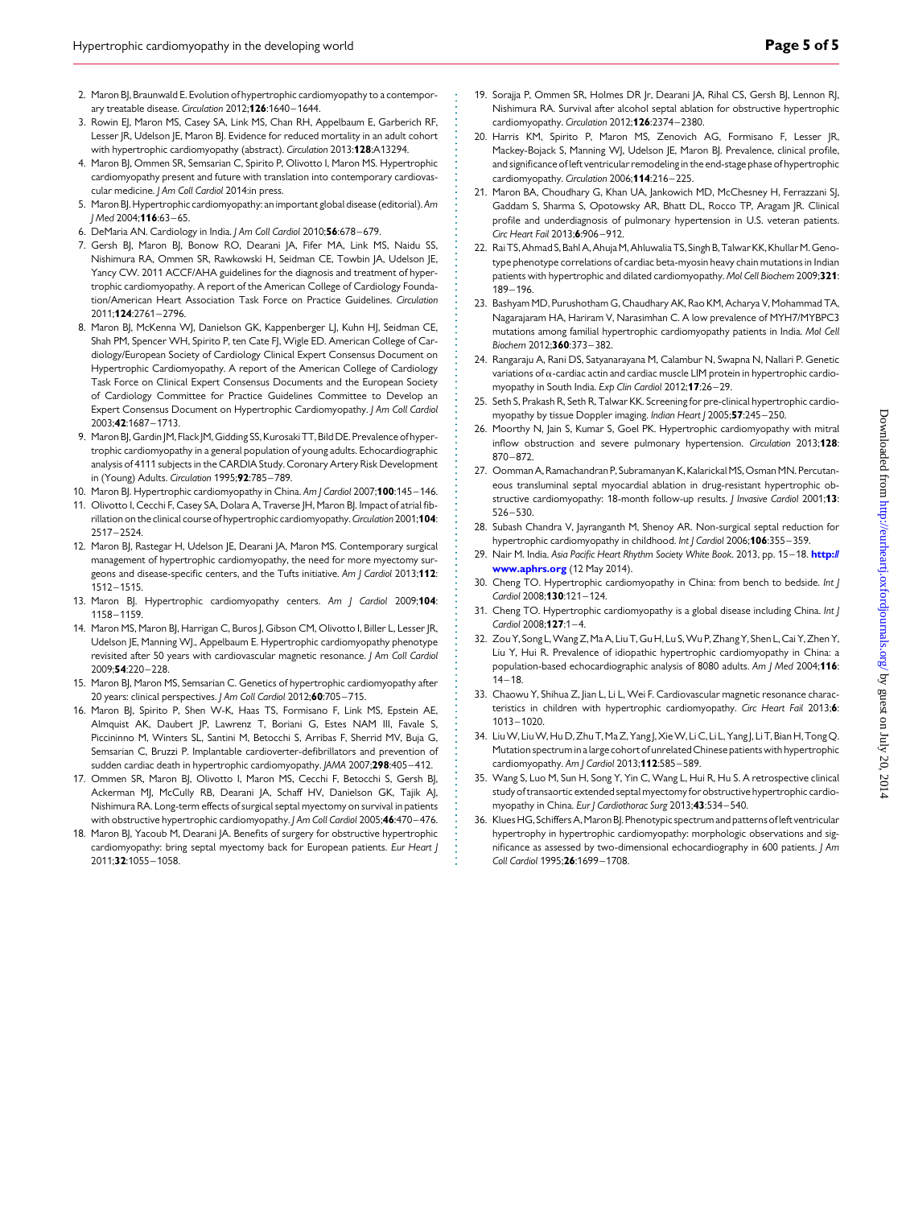2. Maron BJ, Braunwald E. Evolution of hypertrophic cardiomyopathy to a contemporary treatable disease. *Circulation* 2012;**126**:1640–1644.
3. Rowin EJ, Maron MS, Casey SA, Link MS, Chan RH, Appelbaum E, Garberich RF, Lesser JR, Udelson JE, Maron BJ. Evidence for reduced mortality in an adult cohort with hypertrophic cardiomyopathy (abstract). *Circulation* 2013:**128**:A13294.
4. Maron BJ, Ommen SR, Semsarian C, Spirito P, Olivotto I, Maron MS. Hypertrophic cardiomyopathy present and future with translation into contemporary cardiovascular medicine. *J Am Coll Cardiol* 2014:in press.
5. Maron BJ. Hypertrophic cardiomyopathy: an important global disease (editorial). *Am J Med* 2004;**116**:63–65.
6. DeMaria AN. Cardiology in India. *J Am Coll Cardiol* 2010;**56**:678–679.
7. Gersh BJ, Maron BJ, Bonow RO, Dearani JA, Fifer MA, Link MS, Naidu SS, Nishimura RA, Ommen SR, Rawkowski H, Seidman CE, Towbin JA, Udelson JE, Yancy CW. 2011 ACCF/AHA guidelines for the diagnosis and treatment of hypertrophic cardiomyopathy. A report of the American College of Cardiology Foundation/American Heart Association Task Force on Practice Guidelines. *Circulation* 2011;**124**:2761–2796.
8. Maron BJ, McKenna WJ, Danielson GK, Kappenberger LJ, Kuhn HJ, Seidman CE, Shah PM, Spencer WH, Spirito P, ten Cate FJ, Wigle ED. American College of Cardiology/European Society of Cardiology Clinical Expert Consensus Document on Hypertrophic Cardiomyopathy. A report of the American College of Cardiology Task Force on Clinical Expert Consensus Documents and the European Society of Cardiology Committee for Practice Guidelines Committee to Develop an Expert Consensus Document on Hypertrophic Cardiomyopathy. *J Am Coll Cardiol* 2003;**42**:1687–1713.
9. Maron BJ, Gardin JM, Flack JM, Gidding SS, Kurosaki TT, Bild DE. Prevalence of hypertrophic cardiomyopathy in a general population of young adults. Echocardiographic analysis of 4111 subjects in the CARDIA Study. Coronary Artery Risk Development in (Young) Adults. *Circulation* 1995;**92**:785–789.
10. Maron BJ. Hypertrophic cardiomyopathy in China. *Am J Cardiol* 2007;**100**:145–146.
11. Olivotto I, Cecchi F, Casey SA, Dolara A, Traverse JH, Maron BJ. Impact of atrial fibrillation on the clinical course of hypertrophic cardiomyopathy. *Circulation* 2001;**104**:2517–2524.
12. Maron BJ, Rastegar H, Udelson JE, Dearani JA, Maron MS. Contemporary surgical management of hypertrophic cardiomyopathy, the need for more myectomy surgeons and disease-specific centers, and the Tufts initiative. *Am J Cardiol* 2013;**112**:1512–1515.
13. Maron BJ. Hypertrophic cardiomyopathy centers. *Am J Cardiol* 2009;**104**:1158–1159.
14. Maron MS, Maron BJ, Harrigan C, Buros J, Gibson CM, Olivotto I, Biller L, Lesser JR, Udelson JE, Manning WJ., Appelbaum E. Hypertrophic cardiomyopathy phenotype revisited after 50 years with cardiovascular magnetic resonance. *J Am Coll Cardiol* 2009;**54**:220–228.
15. Maron BJ, Maron MS, Semsarian C. Genetics of hypertrophic cardiomyopathy after 20 years: clinical perspectives. *J Am Coll Cardiol* 2012;**60**:705–715.
16. Maron BJ, Spirito P, Shen W-K, Haas TS, Formisano F, Link MS, Epstein AE, Almquist AK, Daubert JP, Lawrenz T, Boriani G, Estes NAM III, Favale S, Piccininno M, Winters SL, Santini M, Betocchi S, Arribas F, Sherrid MV, Buja G, Semsarian C, Bruzzi P. Implantable cardioverter-defibrillators and prevention of sudden cardiac death in hypertrophic cardiomyopathy. *JAMA* 2007;**298**:405–412.
17. Ommen SR, Maron BJ, Olivotto I, Maron MS, Cecchi F, Betocchi S, Gersh BJ, Ackerman MJ, McCully RB, Dearani JA, Schaff HV, Danielson GK, Tajik AJ, Nishimura RA. Long-term effects of surgical septal myectomy on survival in patients with obstructive hypertrophic cardiomyopathy. *J Am Coll Cardiol* 2005;**46**:470–476.
18. Maron BJ, Yacoub M, Dearani JA. Benefits of surgery for obstructive hypertrophic cardiomyopathy: bring septal myectomy back for European patients. *Eur Heart J* 2011;**32**:1055–1058.
19. Sorajja P, Ommen SR, Holmes DR Jr, Dearani JA, Rihal CS, Gersh BJ, Lennon RJ, Nishimura RA. Survival after alcohol septal ablation for obstructive hypertrophic cardiomyopathy. *Circulation* 2012;**126**:2374–2380.
20. Harris KM, Spirito P, Maron MS, Zenovich AG, Formisano F, Lesser JR, Mackey-Bojack S, Manning WJ, Udelson JE, Maron BJ. Prevalence, clinical profile, and significance of left ventricular remodeling in the end-stage phase of hypertrophic cardiomyopathy. *Circulation* 2006;**114**:216–225.
21. Maron BA, Choudhary G, Khan UA, Jankowich MD, McChesney H, Ferrazzani SJ, Gaddam S, Sharma S, Opotowsky AR, Bhatt DL, Rocco TP, Aragam JR. Clinical profile and underdiagnosis of pulmonary hypertension in U.S. veteran patients. *Circ Heart Fail* 2013;**6**:906–912.
22. Rai TS, Ahmad S, Bahl A, Ahuja M, Ahluwalia TS, Singh B, Talwar KK, Khullar M. Genotype phenotype correlations of cardiac beta-myosin heavy chain mutations in Indian patients with hypertrophic and dilated cardiomyopathy. *Mol Cell Biochem* 2009;**321**:189–196.
23. Bashyam MD, Purushotham G, Chaudhary AK, Rao KM, Acharya V, Mohammad TA, Nagarajaram HA, Hariram V, Narasimhan C. A low prevalence of MYH7/MYBPC3 mutations among familial hypertrophic cardiomyopathy patients in India. *Mol Cell Biochem* 2012;**360**:373–382.
24. Rangaraju A, Rani DS, Satyanarayana M, Calambur N, Swapna N, Nallari P. Genetic variations of α-cardiac actin and cardiac muscle LIM protein in hypertrophic cardiomyopathy in South India. *Exp Clin Cardiol* 2012;**17**:26–29.
25. Seth S, Prakash R, Seth R, Talwar KK. Screening for pre-clinical hypertrophic cardiomyopathy by tissue Doppler imaging. *Indian Heart J* 2005;**57**:245–250.
26. Moorthy N, Jain S, Kumar S, Goel PK. Hypertrophic cardiomyopathy with mitral inflow obstruction and severe pulmonary hypertension. *Circulation* 2013;**128**:870–872.
27. Oomman A, Ramachandran P, Subramanyan K, Kalarickal MS, Osman MN. Percutaneous transluminal septal myocardial ablation in drug-resistant hypertrophic obstructive cardiomyopathy: 18-month follow-up results. *J Invasive Cardiol* 2001;**13**:526–530.
28. Subash Chandra V, Jayranganth M, Shenoy AR. Non-surgical septal reduction for hypertrophic cardiomyopathy in childhood. *Int J Cardiol* 2006;**106**:355–359.
29. Nair M. India. *Asia Pacific Heart Rhythm Society White Book*. 2013, pp. 15–18. **http://www.aphrs.org** (12 May 2014).
30. Cheng TO. Hypertrophic cardiomyopathy in China: from bench to bedside. *Int J Cardiol* 2008;**130**:121–124.
31. Cheng TO. Hypertrophic cardiomyopathy is a global disease including China. *Int J Cardiol* 2008;**127**:1–4.
32. Zou Y, Song L, Wang Z, Ma A, Liu T, Gu H, Lu S, Wu P, Zhang Y, Shen L, Cai Y, Zhen Y, Liu Y, Hui R. Prevalence of idiopathic hypertrophic cardiomyopathy in China: a population-based echocardiographic analysis of 8080 adults. *Am J Med* 2004;**116**:14–18.
33. Chaowu Y, Shihua Z, Jian L, Li L, Wei F. Cardiovascular magnetic resonance characteristics in children with hypertrophic cardiomyopathy. *Circ Heart Fail* 2013;**6**:1013–1020.
34. Liu W, Liu W, Hu D, Zhu T, Ma Z, Yang J, Xie W, Li C, Li L, Yang J, Li T, Bian H, Tong Q. Mutation spectrum in a large cohort of unrelated Chinese patients with hypertrophic cardiomyopathy. *Am J Cardiol* 2013;**112**:585–589.
35. Wang S, Luo M, Sun H, Song Y, Yin C, Wang L, Hui R, Hu S. A retrospective clinical study of transaortic extended septal myectomy for obstructive hypertrophic cardiomyopathy in China. *Eur J Cardiothorac Surg* 2013;**43**:534–540.
36. Klues HG, Schiffers A, Maron BJ. Phenotypic spectrum and patterns of left ventricular hypertrophy in hypertrophic cardiomyopathy: morphologic observations and significance as assessed by two-dimensional echocardiography in 600 patients. *J Am Coll Cardiol* 1995;**26**:1699–1708.